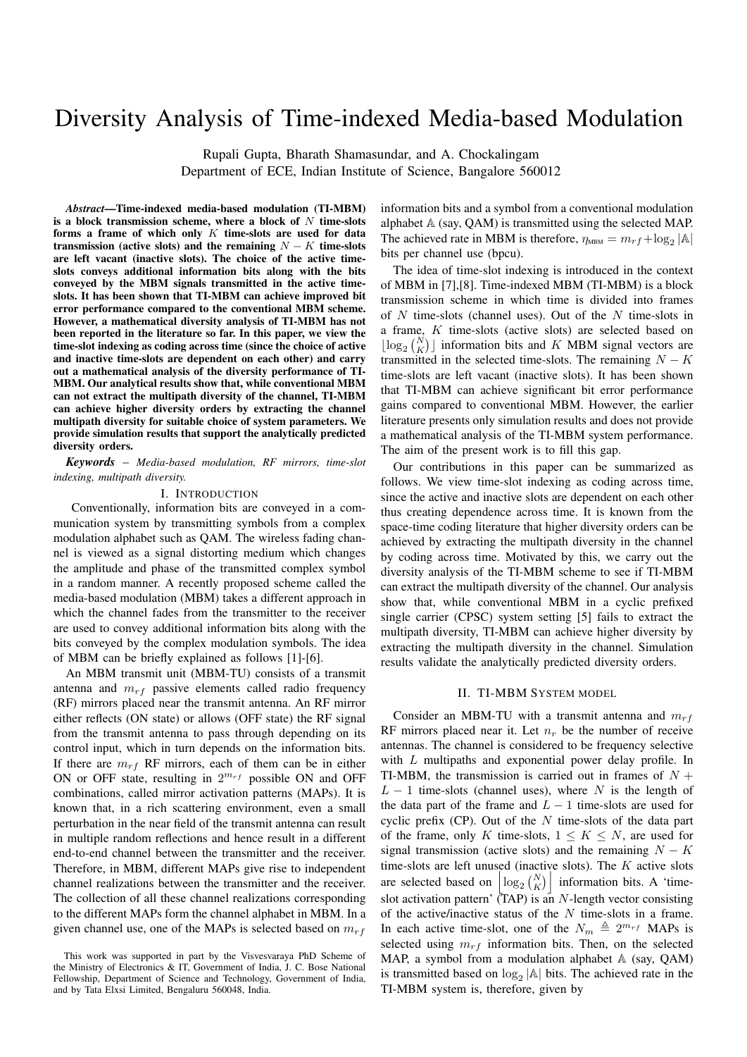# Diversity Analysis of Time-indexed Media-based Modulation

Rupali Gupta, Bharath Shamasundar, and A. Chockalingam
Department of ECE, Indian Institute of Science, Bangalore 560012

***Abstract*—Time-indexed media-based modulation (TI-MBM) is a block transmission scheme, where a block of $N$ time-slots forms a frame of which only $K$ time-slots are used for data transmission (active slots) and the remaining $N-K$ time-slots are left vacant (inactive slots). The choice of the active time-slots conveys additional information bits along with the bits conveyed by the MBM signals transmitted in the active time-slots. It has been shown that TI-MBM can achieve improved bit error performance compared to the conventional MBM scheme. However, a mathematical diversity analysis of TI-MBM has not been reported in the literature so far. In this paper, we view the time-slot indexing as coding across time (since the choice of active and inactive time-slots are dependent on each other) and carry out a mathematical analysis of the diversity performance of TI-MBM. Our analytical results show that, while conventional MBM can not extract the multipath diversity of the channel, TI-MBM can achieve higher diversity orders by extracting the channel multipath diversity for suitable choice of system parameters. We provide simulation results that support the analytically predicted diversity orders.**

***Keywords*** – *Media-based modulation, RF mirrors, time-slot indexing, multipath diversity.*

## I. Introduction

Conventionally, information bits are conveyed in a communication system by transmitting symbols from a complex modulation alphabet such as QAM. The wireless fading channel is viewed as a signal distorting medium which changes the amplitude and phase of the transmitted complex symbol in a random manner. A recently proposed scheme called the media-based modulation (MBM) takes a different approach in which the channel fades from the transmitter to the receiver are used to convey additional information bits along with the bits conveyed by the complex modulation symbols. The idea of MBM can be briefly explained as follows [1]-[6].

An MBM transmit unit (MBM-TU) consists of a transmit antenna and $m_{rf}$ passive elements called radio frequency (RF) mirrors placed near the transmit antenna. An RF mirror either reflects (ON state) or allows (OFF state) the RF signal from the transmit antenna to pass through depending on its control input, which in turn depends on the information bits. If there are $m_{rf}$ RF mirrors, each of them can be in either ON or OFF state, resulting in $2^{m_{rf}}$ possible ON and OFF combinations, called mirror activation patterns (MAPs). It is known that, in a rich scattering environment, even a small perturbation in the near field of the transmit antenna can result in multiple random reflections and hence result in a different end-to-end channel between the transmitter and the receiver. Therefore, in MBM, different MAPs give rise to independent channel realizations between the transmitter and the receiver. The collection of all these channel realizations corresponding to the different MAPs form the channel alphabet in MBM. In a given channel use, one of the MAPs is selected based on $m_{rf}$ information bits and a symbol from a conventional modulation alphabet $\mathbb{A}$ (say, QAM) is transmitted using the selected MAP. The achieved rate in MBM is therefore, $\eta_{\text{MBM}} = m_{rf} + \log_2|\mathbb{A}|$ bits per channel use (bpcu).

The idea of time-slot indexing is introduced in the context of MBM in [7],[8]. Time-indexed MBM (TI-MBM) is a block transmission scheme in which time is divided into frames of $N$ time-slots (channel uses). Out of the $N$ time-slots in a frame, $K$ time-slots (active slots) are selected based on $\lfloor \log_2 \binom{N}{K} \rfloor$ information bits and $K$ MBM signal vectors are transmitted in the selected time-slots. The remaining $N-K$ time-slots are left vacant (inactive slots). It has been shown that TI-MBM can achieve significant bit error performance gains compared to conventional MBM. However, the earlier literature presents only simulation results and does not provide a mathematical analysis of the TI-MBM system performance. The aim of the present work is to fill this gap.

Our contributions in this paper can be summarized as follows. We view time-slot indexing as coding across time, since the active and inactive slots are dependent on each other thus creating dependence across time. It is known from the space-time coding literature that higher diversity orders can be achieved by extracting the multipath diversity in the channel by coding across time. Motivated by this, we carry out the diversity analysis of the TI-MBM scheme to see if TI-MBM can extract the multipath diversity of the channel. Our analysis show that, while conventional MBM in a cyclic prefixed single carrier (CPSC) system setting [5] fails to extract the multipath diversity, TI-MBM can achieve higher diversity by extracting the multipath diversity in the channel. Simulation results validate the analytically predicted diversity orders.

## II. TI-MBM System model

Consider an MBM-TU with a transmit antenna and $m_{rf}$ RF mirrors placed near it. Let $n_r$ be the number of receive antennas. The channel is considered to be frequency selective with $L$ multipaths and exponential power delay profile. In TI-MBM, the transmission is carried out in frames of $N + L - 1$ time-slots (channel uses), where $N$ is the length of the data part of the frame and $L-1$ time-slots are used for cyclic prefix (CP). Out of the $N$ time-slots of the data part of the frame, only $K$ time-slots, $1 \leq K \leq N$, are used for signal transmission (active slots) and the remaining $N-K$ time-slots are left unused (inactive slots). The $K$ active slots are selected based on $\left\lfloor \log_2 \binom{N}{K} \right\rfloor$ information bits. A 'time-slot activation pattern' (TAP) is an $N$-length vector consisting of the active/inactive status of the $N$ time-slots in a frame. In each active time-slot, one of the $N_m \triangleq 2^{m_{rf}}$ MAPs is selected using $m_{rf}$ information bits. Then, on the selected MAP, a symbol from a modulation alphabet $\mathbb{A}$ (say, QAM) is transmitted based on $\log_2|\mathbb{A}|$ bits. The achieved rate in the TI-MBM system is, therefore, given by

This work was supported in part by the Visvesvaraya PhD Scheme of the Ministry of Electronics & IT, Government of India, J. C. Bose National Fellowship, Department of Science and Technology, Government of India, and by Tata Elxsi Limited, Bengaluru 560048, India.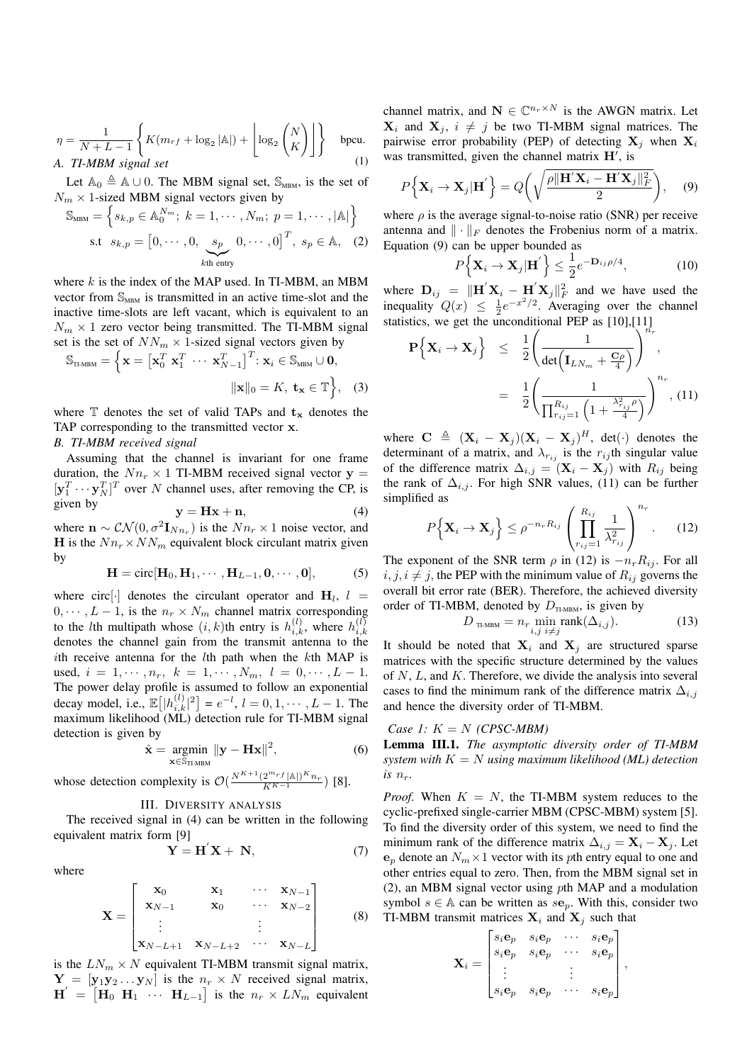$$\eta = \frac{1}{N+L-1}\left\{K(m_{rf}+\log_2|\mathbb{A}|)+\left\lfloor \log_2\binom{N}{K}\right\rfloor\right\} \quad \text{bpcu.} \tag{1}$$

### A. TI-MBM signal set

Let $\mathbb{A}_0 \triangleq \mathbb{A}\cup 0$. The MBM signal set, $\mathbb{S}_{\text{MBM}}$, is the set of $N_m \times 1$-sized MBM signal vectors given by

$$\mathbb{S}_{\text{MBM}} = \Big\{s_{k,p} \in \mathbb{A}_0^{N_m};\ k=1,\cdots,N_m;\ p=1,\cdots,|\mathbb{A}|\Big\}$$
$$\text{s.t} \quad s_{k,p} = \big[0,\cdots,0,\underbrace{s_p}_{k\text{th entry}}0,\cdots,0\big]^T,\ s_p\in\mathbb{A}, \tag{2}$$

where $k$ is the index of the MAP used. In TI-MBM, an MBM vector from $\mathbb{S}_{\text{MBM}}$ is transmitted in an active time-slot and the inactive time-slots are left vacant, which is equivalent to an $N_m \times 1$ zero vector being transmitted. The TI-MBM signal set is the set of $NN_m \times 1$-sized signal vectors given by

$$\mathbb{S}_{\text{TI-MBM}} = \Big\{\mathbf{x} = \big[\mathbf{x}_0^T\ \mathbf{x}_1^T\ \cdots\ \mathbf{x}_{N-1}^T\big]^T : \mathbf{x}_i \in \mathbb{S}_{\text{MBM}}\cup\mathbf{0},$$
$$\|\mathbf{x}\|_0 = K,\ \mathbf{t}_{\mathbf{x}}\in\mathbb{T}\Big\}, \tag{3}$$

where $\mathbb{T}$ denotes the set of valid TAPs and $\mathbf{t}_{\mathbf{x}}$ denotes the TAP corresponding to the transmitted vector $\mathbf{x}$.

### B. TI-MBM received signal

Assuming that the channel is invariant for one frame duration, the $Nn_r \times 1$ TI-MBM received signal vector $\mathbf{y} = [\mathbf{y}_1^T\cdots\mathbf{y}_N^T]^T$ over $N$ channel uses, after removing the CP, is given by

$$\mathbf{y} = \mathbf{H}\mathbf{x}+\mathbf{n}, \tag{4}$$

where $\mathbf{n}\sim\mathcal{CN}(0,\sigma^2\mathbf{I}_{Nn_r})$ is the $Nn_r\times 1$ noise vector, and $\mathbf{H}$ is the $Nn_r \times NN_m$ equivalent block circulant matrix given by

$$\mathbf{H} = \text{circ}[\mathbf{H}_0,\mathbf{H}_1,\cdots,\mathbf{H}_{L-1},\mathbf{0},\cdots,\mathbf{0}], \tag{5}$$

where circ$[\cdot]$ denotes the circulant operator and $\mathbf{H}_l$, $l=0,\cdots,L-1$, is the $n_r\times N_m$ channel matrix corresponding to the $l$th multipath whose $(i,k)$th entry is $h_{i,k}^{(l)}$, where $h_{i,k}^{(l)}$ denotes the channel gain from the transmit antenna to the $i$th receive antenna for the $l$th path when the $k$th MAP is used, $i=1,\cdots,n_r$, $k=1,\cdots,N_m$, $l=0,\cdots,L-1$. The power delay profile is assumed to follow an exponential decay model, i.e., $\mathbb{E}\big[|h_{i,k}^{(l)}|^2\big]=e^{-l}$, $l=0,1,\cdots,L-1$. The maximum likelihood (ML) detection rule for TI-MBM signal detection is given by

$$\hat{\mathbf{x}} = \underset{\mathbf{x}\in\mathbb{S}_{\text{TI-MBM}}}{\text{argmin}}\ \|\mathbf{y}-\mathbf{H}\mathbf{x}\|^2, \tag{6}$$

whose detection complexity is $\mathcal{O}(\frac{N^{K+1}(2^{m_{rf}}|\mathbb{A}|)^K n_r}{K^{K-1}})$ [8].

## III. Diversity analysis

The received signal in (4) can be written in the following equivalent matrix form [9]

$$\mathbf{Y} = \mathbf{H}'\mathbf{X} + \mathbf{N}, \tag{7}$$

where

$$\mathbf{X} = \begin{bmatrix} \mathbf{x}_0 & \mathbf{x}_1 & \cdots & \mathbf{x}_{N-1} \\ \mathbf{x}_{N-1} & \mathbf{x}_0 & \cdots & \mathbf{x}_{N-2} \\ \vdots & & & \vdots \\ \mathbf{x}_{N-L+1} & \mathbf{x}_{N-L+2} & \cdots & \mathbf{x}_{N-L} \end{bmatrix} \tag{8}$$

is the $LN_m\times N$ equivalent TI-MBM transmit signal matrix, $\mathbf{Y}=[\mathbf{y}_1\mathbf{y}_2\ldots\mathbf{y}_N]$ is the $n_r\times N$ received signal matrix, $\mathbf{H}'=\begin{bmatrix}\mathbf{H}_0 & \mathbf{H}_1 & \cdots & \mathbf{H}_{L-1}\end{bmatrix}$ is the $n_r\times LN_m$ equivalent channel matrix, and $\mathbf{N}\in\mathbb{C}^{n_r\times N}$ is the AWGN matrix. Let $\mathbf{X}_i$ and $\mathbf{X}_j$, $i\neq j$ be two TI-MBM signal matrices. The pairwise error probability (PEP) of detecting $\mathbf{X}_j$ when $\mathbf{X}_i$ was transmitted, given the channel matrix $\mathbf{H}'$, is

$$P\Big\{\mathbf{X}_i\to\mathbf{X}_j|\mathbf{H}'\Big\} = Q\left(\sqrt{\frac{\rho\|\mathbf{H}'\mathbf{X}_i-\mathbf{H}'\mathbf{X}_j\|_F^2}{2}}\right), \tag{9}$$

where $\rho$ is the average signal-to-noise ratio (SNR) per receive antenna and $\|\cdot\|_F$ denotes the Frobenius norm of a matrix. Equation (9) can be upper bounded as

$$P\Big\{\mathbf{X}_i\to\mathbf{X}_j|\mathbf{H}'\Big\} \leq \frac{1}{2}e^{-\mathbf{D}_{ij}\rho/4}, \tag{10}$$

where $\mathbf{D}_{ij}=\|\mathbf{H}'\mathbf{X}_i-\mathbf{H}'\mathbf{X}_j\|_F^2$ and we have used the inequality $Q(x)\leq\frac{1}{2}e^{-x^2/2}$. Averaging over the channel statistics, we get the unconditional PEP as [10],[11]

$$\mathbf{P}\Big\{\mathbf{X}_i\to\mathbf{X}_j\Big\} \leq \frac{1}{2}\left(\frac{1}{\det\Big(\mathbf{I}_{LN_m}+\frac{\mathbf{C}\rho}{4}\Big)}\right)^{n_r},$$
$$= \frac{1}{2}\left(\frac{1}{\prod_{r_{ij}=1}^{R_{ij}}\Big(1+\frac{\lambda_{r_{ij}}^2\rho}{4}\Big)}\right)^{n_r}, \tag{11}$$

where $\mathbf{C}\triangleq(\mathbf{X}_i-\mathbf{X}_j)(\mathbf{X}_i-\mathbf{X}_j)^H$, $\det(\cdot)$ denotes the determinant of a matrix, and $\lambda_{r_{ij}}$ is the $r_{ij}$th singular value of the difference matrix $\Delta_{i,j}=(\mathbf{X}_i-\mathbf{X}_j)$ with $R_{ij}$ being the rank of $\Delta_{i,j}$. For high SNR values, (11) can be further simplified as

$$P\Big\{\mathbf{X}_i\to\mathbf{X}_j\Big\}\leq\rho^{-n_rR_{ij}}\left(\prod_{r_{ij}=1}^{R_{ij}}\frac{1}{\lambda_{r_{ij}}^2}\right)^{n_r}. \tag{12}$$

The exponent of the SNR term $\rho$ in (12) is $-n_rR_{ij}$. For all $i,j,i\neq j$, the PEP with the minimum value of $R_{ij}$ governs the overall bit error rate (BER). Therefore, the achieved diversity order of TI-MBM, denoted by $D_{\text{TI-MBM}}$, is given by

$$D_{\text{TI-MBM}} = n_r\min_{i,j\ i\neq j}\text{rank}(\Delta_{i,j}). \tag{13}$$

It should be noted that $\mathbf{X}_i$ and $\mathbf{X}_j$ are structured sparse matrices with the specific structure determined by the values of $N$, $L$, and $K$. Therefore, we divide the analysis into several cases to find the minimum rank of the difference matrix $\Delta_{i,j}$ and hence the diversity order of TI-MBM.

*Case 1: $K=N$ (CPSC-MBM)*

**Lemma III.1.** *The asymptotic diversity order of TI-MBM system with $K=N$ using maximum likelihood (ML) detection is $n_r$.*

*Proof.* When $K=N$, the TI-MBM system reduces to the cyclic-prefixed single-carrier MBM (CPSC-MBM) system [5]. To find the diversity order of this system, we need to find the minimum rank of the difference matrix $\Delta_{i,j}=\mathbf{X}_i-\mathbf{X}_j$. Let $\mathbf{e}_p$ denote an $N_m\times 1$ vector with its $p$th entry equal to one and other entries equal to zero. Then, from the MBM signal set in (2), an MBM signal vector using $p$th MAP and a modulation symbol $s\in\mathbb{A}$ can be written as $s\mathbf{e}_p$. With this, consider two TI-MBM transmit matrices $\mathbf{X}_i$ and $\mathbf{X}_j$ such that

$$\mathbf{X}_i = \begin{bmatrix} s_i\mathbf{e}_p & s_i\mathbf{e}_p & \cdots & s_i\mathbf{e}_p \\ s_i\mathbf{e}_p & s_i\mathbf{e}_p & \cdots & s_i\mathbf{e}_p \\ \vdots & & & \vdots \\ s_i\mathbf{e}_p & s_i\mathbf{e}_p & \cdots & s_i\mathbf{e}_p \end{bmatrix},$$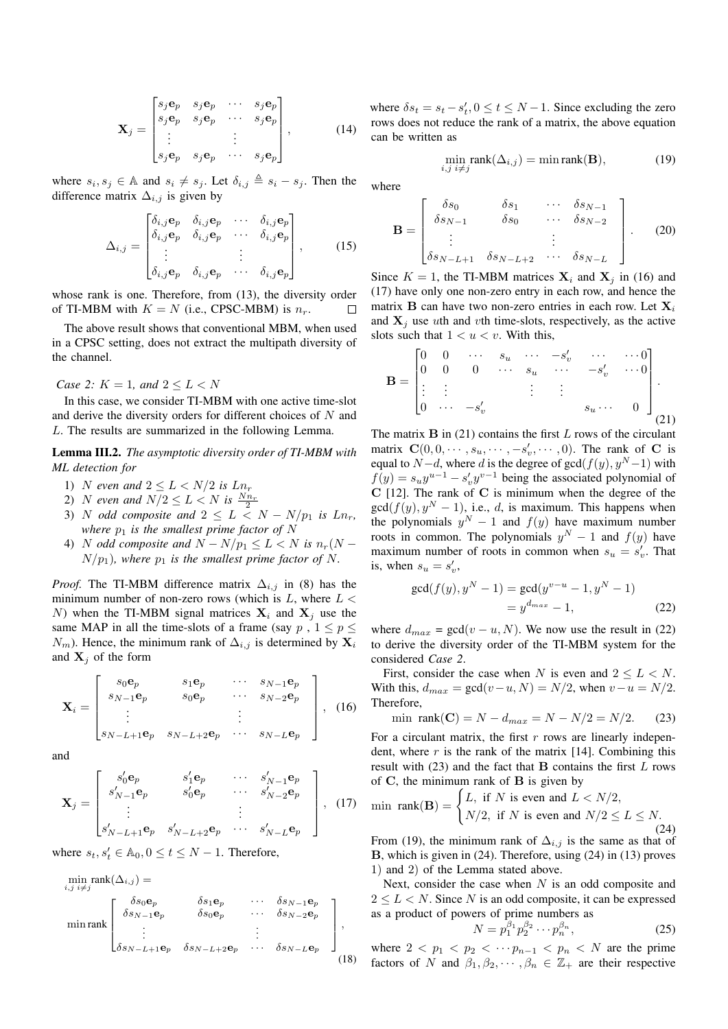$$
\mathbf{X}_j = \begin{bmatrix} s_j\mathbf{e}_p & s_j\mathbf{e}_p & \cdots & s_j\mathbf{e}_p \\ s_j\mathbf{e}_p & s_j\mathbf{e}_p & \cdots & s_j\mathbf{e}_p \\ \vdots & & \vdots & \\ s_j\mathbf{e}_p & s_j\mathbf{e}_p & \cdots & s_j\mathbf{e}_p \end{bmatrix}, \quad (14)
$$

where $s_i, s_j \in \mathbb{A}$ and $s_i \neq s_j$. Let $\delta_{i,j} \triangleq s_i - s_j$. Then the difference matrix $\Delta_{i,j}$ is given by

$$
\Delta_{i,j} = \begin{bmatrix} \delta_{i,j}\mathbf{e}_p & \delta_{i,j}\mathbf{e}_p & \cdots & \delta_{i,j}\mathbf{e}_p \\ \delta_{i,j}\mathbf{e}_p & \delta_{i,j}\mathbf{e}_p & \cdots & \delta_{i,j}\mathbf{e}_p \\ \vdots & & \vdots & \\ \delta_{i,j}\mathbf{e}_p & \delta_{i,j}\mathbf{e}_p & \cdots & \delta_{i,j}\mathbf{e}_p \end{bmatrix}, \quad (15)
$$

whose rank is one. Therefore, from (13), the diversity order of TI-MBM with $K = N$ (i.e., CPSC-MBM) is $n_r$. □

The above result shows that conventional MBM, when used in a CPSC setting, does not extract the multipath diversity of the channel.

*Case 2: $K = 1$, and $2 \leq L < N$*

In this case, we consider TI-MBM with one active time-slot and derive the diversity orders for different choices of $N$ and $L$. The results are summarized in the following Lemma.

**Lemma III.2.** *The asymptotic diversity order of TI-MBM with ML detection for*

1) *$N$ even and $2 \leq L < N/2$ is $Ln_r$*
2) *$N$ even and $N/2 \leq L < N$ is $\frac{Nn_r}{2}$*
3) *$N$ odd composite and $2 \leq L < N - N/p_1$ is $Ln_r$, where $p_1$ is the smallest prime factor of $N$*
4) *$N$ odd composite and $N - N/p_1 \leq L < N$ is $n_r(N - N/p_1)$, where $p_1$ is the smallest prime factor of $N$.*

*Proof.* The TI-MBM difference matrix $\Delta_{i,j}$ in (8) has the minimum number of non-zero rows (which is $L$, where $L < N$) when the TI-MBM signal matrices $\mathbf{X}_i$ and $\mathbf{X}_j$ use the same MAP in all the time-slots of a frame (say $p$ , $1 \leq p \leq N_m$). Hence, the minimum rank of $\Delta_{i,j}$ is determined by $\mathbf{X}_i$ and $\mathbf{X}_j$ of the form

$$
\mathbf{X}_i = \begin{bmatrix} s_0\mathbf{e}_p & s_1\mathbf{e}_p & \cdots & s_{N-1}\mathbf{e}_p \\ s_{N-1}\mathbf{e}_p & s_0\mathbf{e}_p & \cdots & s_{N-2}\mathbf{e}_p \\ \vdots & & \vdots & \\ s_{N-L+1}\mathbf{e}_p & s_{N-L+2}\mathbf{e}_p & \cdots & s_{N-L}\mathbf{e}_p \end{bmatrix}, \quad (16)
$$

and

$$
\mathbf{X}_j = \begin{bmatrix} s'_0\mathbf{e}_p & s'_1\mathbf{e}_p & \cdots & s'_{N-1}\mathbf{e}_p \\ s'_{N-1}\mathbf{e}_p & s'_0\mathbf{e}_p & \cdots & s'_{N-2}\mathbf{e}_p \\ \vdots & & \vdots & \\ s'_{N-L+1}\mathbf{e}_p & s'_{N-L+2}\mathbf{e}_p & \cdots & s'_{N-L}\mathbf{e}_p \end{bmatrix}, \quad (17)
$$

where $s_t, s'_t \in \mathbb{A}_0, 0 \leq t \leq N-1$. Therefore,

$$
\min_{i,j\ i\neq j} \text{rank}(\Delta_{i,j}) = \\
\min \text{rank} \begin{bmatrix} \delta s_0\mathbf{e}_p & \delta s_1\mathbf{e}_p & \cdots & \delta s_{N-1}\mathbf{e}_p \\ \delta s_{N-1}\mathbf{e}_p & \delta s_0\mathbf{e}_p & \cdots & \delta s_{N-2}\mathbf{e}_p \\ \vdots & & \vdots & \\ \delta s_{N-L+1}\mathbf{e}_p & \delta s_{N-L+2}\mathbf{e}_p & \cdots & \delta s_{N-L}\mathbf{e}_p \end{bmatrix}, \quad (18)
$$

where $\delta s_t = s_t - s'_t, 0 \leq t \leq N-1$. Since excluding the zero rows does not reduce the rank of a matrix, the above equation can be written as

$$
\min_{i,j\ i\neq j} \text{rank}(\Delta_{i,j}) = \min \text{rank}(\mathbf{B}), \quad (19)
$$

where

$$
\mathbf{B} = \begin{bmatrix} \delta s_0 & \delta s_1 & \cdots & \delta s_{N-1} \\ \delta s_{N-1} & \delta s_0 & \cdots & \delta s_{N-2} \\ \vdots & & \vdots & \\ \delta s_{N-L+1} & \delta s_{N-L+2} & \cdots & \delta s_{N-L} \end{bmatrix}. \quad (20)
$$

Since $K = 1$, the TI-MBM matrices $\mathbf{X}_i$ and $\mathbf{X}_j$ in (16) and (17) have only one non-zero entry in each row, and hence the matrix $\mathbf{B}$ can have two non-zero entries in each row. Let $\mathbf{X}_i$ and $\mathbf{X}_j$ use $u$th and $v$th time-slots, respectively, as the active slots such that $1 < u < v$. With this,

$$
\mathbf{B} = \begin{bmatrix} 0 & 0 & \cdots & s_u & \cdots & -s'_v & \cdots & \cdots 0 \\ 0 & 0 & 0 & \cdots & s_u & \cdots & -s'_v & \cdots 0 \\ \vdots & \vdots & & & \vdots & \vdots & & \\ 0 & \cdots & -s'_v & & & & s_u \cdots & 0 \end{bmatrix}. \quad (21)
$$

The matrix $\mathbf{B}$ in (21) contains the first $L$ rows of the circulant matrix $\mathbf{C}(0, 0, \cdots, s_u, \cdots, -s'_v, \cdots, 0)$. The rank of $\mathbf{C}$ is equal to $N-d$, where $d$ is the degree of $\gcd(f(y), y^N-1)$ with $f(y) = s_u y^{u-1} - s'_v y^{v-1}$ being the associated polynomial of $\mathbf{C}$ [12]. The rank of $\mathbf{C}$ is minimum when the degree of the $\gcd(f(y), y^N - 1)$, i.e., $d$, is maximum. This happens when the polynomials $y^N - 1$ and $f(y)$ have maximum number roots in common. The polynomials $y^N - 1$ and $f(y)$ have maximum number of roots in common when $s_u = s'_v$. That is, when $s_u = s'_v$,

$$
\begin{aligned}
\gcd(f(y), y^N - 1) &= \gcd(y^{v-u} - 1, y^N - 1) \\
&= y^{d_{max}} - 1,
\end{aligned} \quad (22)
$$

where $d_{max} = \gcd(v - u, N)$. We now use the result in (22) to derive the diversity order of the TI-MBM system for the considered *Case 2*.

First, consider the case when $N$ is even and $2 \leq L < N$. With this, $d_{max} = \gcd(v-u, N) = N/2$, when $v-u = N/2$. Therefore,

$$
\min\ \text{rank}(\mathbf{C}) = N - d_{max} = N - N/2 = N/2. \quad (23)
$$

For a circulant matrix, the first $r$ rows are linearly independent, where $r$ is the rank of the matrix [14]. Combining this result with (23) and the fact that $\mathbf{B}$ contains the first $L$ rows of $\mathbf{C}$, the minimum rank of $\mathbf{B}$ is given by

$$
\min\ \text{rank}(\mathbf{B}) = \begin{cases} L, & \text{if } N \text{ is even and } L < N/2, \\ N/2, & \text{if } N \text{ is even and } N/2 \leq L \leq N. \end{cases} \quad (24)
$$

From (19), the minimum rank of $\Delta_{i,j}$ is the same as that of $\mathbf{B}$, which is given in (24). Therefore, using (24) in (13) proves 1) and 2) of the Lemma stated above.

Next, consider the case when $N$ is an odd composite and $2 \leq L < N$. Since $N$ is an odd composite, it can be expressed as a product of powers of prime numbers as

$$
N = p_1^{\beta_1} p_2^{\beta_2} \cdots p_n^{\beta_n}, \quad (25)
$$

where $2 < p_1 < p_2 < \cdots p_{n-1} < p_n < N$ are the prime factors of $N$ and $\beta_1, \beta_2, \cdots, \beta_n \in \mathbb{Z}_+$ are their respective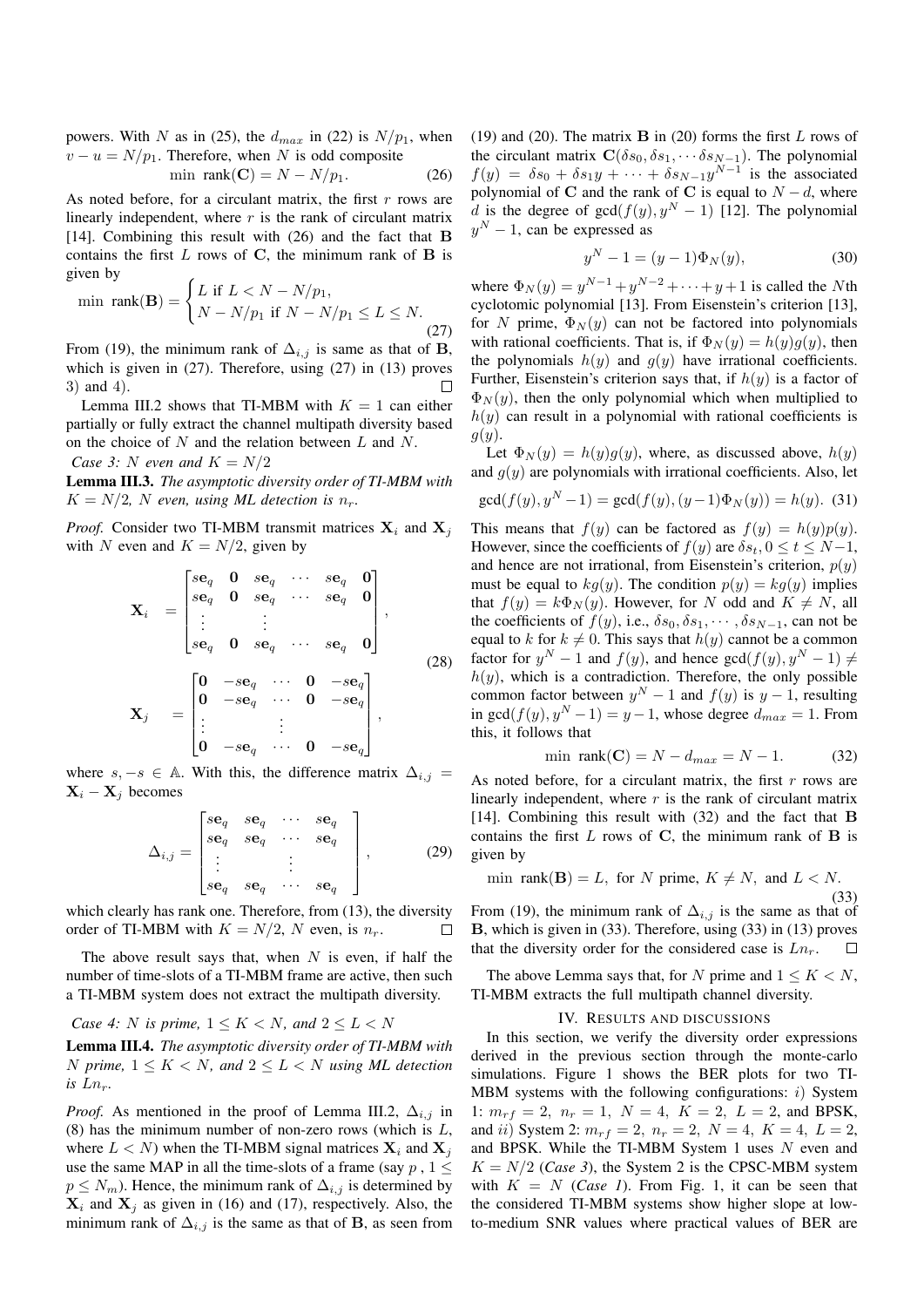powers. With $N$ as in (25), the $d_{max}$ in (22) is $N/p_1$, when $v-u = N/p_1$. Therefore, when $N$ is odd composite

$$\min\ \text{rank}(\mathbf{C}) = N - N/p_1. \tag{26}$$

As noted before, for a circulant matrix, the first $r$ rows are linearly independent, where $r$ is the rank of circulant matrix [14]. Combining this result with (26) and the fact that $\mathbf{B}$ contains the first $L$ rows of $\mathbf{C}$, the minimum rank of $\mathbf{B}$ is given by

$$\min\ \text{rank}(\mathbf{B}) = \begin{cases} L \text{ if } L < N - N/p_1, \\ N - N/p_1 \text{ if } N - N/p_1 \leq L \leq N. \end{cases} \tag{27}$$

From (19), the minimum rank of $\Delta_{i,j}$ is same as that of $\mathbf{B}$, which is given in (27). Therefore, using (27) in (13) proves 3) and 4). $\square$

Lemma III.2 shows that TI-MBM with $K = 1$ can either partially or fully extract the channel multipath diversity based on the choice of $N$ and the relation between $L$ and $N$.

*Case 3: $N$ even and $K = N/2$*

**Lemma III.3.** *The asymptotic diversity order of TI-MBM with $K = N/2$, $N$ even, using ML detection is $n_r$.*

*Proof.* Consider two TI-MBM transmit matrices $\mathbf{X}_i$ and $\mathbf{X}_j$ with $N$ even and $K = N/2$, given by

$$\begin{aligned}
\mathbf{X}_i &= \begin{bmatrix} s\mathbf{e}_q & \mathbf{0} & s\mathbf{e}_q & \cdots & s\mathbf{e}_q & \mathbf{0} \\ s\mathbf{e}_q & \mathbf{0} & s\mathbf{e}_q & \cdots & s\mathbf{e}_q & \mathbf{0} \\ \vdots & & \vdots & & & \\ s\mathbf{e}_q & \mathbf{0} & s\mathbf{e}_q & \cdots & s\mathbf{e}_q & \mathbf{0} \end{bmatrix}, \\
\mathbf{X}_j &= \begin{bmatrix} \mathbf{0} & -s\mathbf{e}_q & \cdots & \mathbf{0} & -s\mathbf{e}_q \\ \mathbf{0} & -s\mathbf{e}_q & \cdots & \mathbf{0} & -s\mathbf{e}_q \\ \vdots & & \vdots & & \\ \mathbf{0} & -s\mathbf{e}_q & \cdots & \mathbf{0} & -s\mathbf{e}_q \end{bmatrix},
\end{aligned} \tag{28}$$

where $s, -s \in \mathbb{A}$. With this, the difference matrix $\Delta_{i,j} = \mathbf{X}_i - \mathbf{X}_j$ becomes

$$\Delta_{i,j} = \begin{bmatrix} s\mathbf{e}_q & s\mathbf{e}_q & \cdots & s\mathbf{e}_q \\ s\mathbf{e}_q & s\mathbf{e}_q & \cdots & s\mathbf{e}_q \\ \vdots & & \vdots & \\ s\mathbf{e}_q & s\mathbf{e}_q & \cdots & s\mathbf{e}_q \end{bmatrix}, \tag{29}$$

which clearly has rank one. Therefore, from (13), the diversity order of TI-MBM with $K = N/2$, $N$ even, is $n_r$. $\square$

The above result says that, when $N$ is even, if half the number of time-slots of a TI-MBM frame are active, then such a TI-MBM system does not extract the multipath diversity.

*Case 4: $N$ is prime, $1 \leq K < N$, and $2 \leq L < N$*

**Lemma III.4.** *The asymptotic diversity order of TI-MBM with $N$ prime, $1 \leq K < N$, and $2 \leq L < N$ using ML detection is $Ln_r$.*

*Proof.* As mentioned in the proof of Lemma III.2, $\Delta_{i,j}$ in (8) has the minimum number of non-zero rows (which is $L$, where $L < N$) when the TI-MBM signal matrices $\mathbf{X}_i$ and $\mathbf{X}_j$ use the same MAP in all the time-slots of a frame (say $p$ , $1 \leq p \leq N_m$). Hence, the minimum rank of $\Delta_{i,j}$ is determined by $\mathbf{X}_i$ and $\mathbf{X}_j$ as given in (16) and (17), respectively. Also, the minimum rank of $\Delta_{i,j}$ is the same as that of $\mathbf{B}$, as seen from (19) and (20). The matrix $\mathbf{B}$ in (20) forms the first $L$ rows of the circulant matrix $\mathbf{C}(\delta s_0, \delta s_1, \cdots \delta s_{N-1})$. The polynomial $f(y) = \delta s_0 + \delta s_1 y + \cdots + \delta s_{N-1} y^{N-1}$ is the associated polynomial of $\mathbf{C}$ and the rank of $\mathbf{C}$ is equal to $N - d$, where $d$ is the degree of $\gcd(f(y), y^N - 1)$ [12]. The polynomial $y^N - 1$, can be expressed as

$$y^N - 1 = (y-1)\Phi_N(y), \tag{30}$$

where $\Phi_N(y) = y^{N-1} + y^{N-2} + \cdots + y + 1$ is called the $N$th cyclotomic polynomial [13]. From Eisenstein's criterion [13], for $N$ prime, $\Phi_N(y)$ can not be factored into polynomials with rational coefficients. That is, if $\Phi_N(y) = h(y)g(y)$, then the polynomials $h(y)$ and $g(y)$ have irrational coefficients. Further, Eisenstein's criterion says that, if $h(y)$ is a factor of $\Phi_N(y)$, then the only polynomial which when multiplied to $h(y)$ can result in a polynomial with rational coefficients is $g(y)$.

Let $\Phi_N(y) = h(y)g(y)$, where, as discussed above, $h(y)$ and $g(y)$ are polynomials with irrational coefficients. Also, let

$$\gcd(f(y), y^N - 1) = \gcd(f(y), (y-1)\Phi_N(y)) = h(y). \tag{31}$$

This means that $f(y)$ can be factored as $f(y) = h(y)p(y)$. However, since the coefficients of $f(y)$ are $\delta s_t, 0 \leq t \leq N-1$, and hence are not irrational, from Eisenstein's criterion, $p(y)$ must be equal to $kg(y)$. The condition $p(y) = kg(y)$ implies that $f(y) = k\Phi_N(y)$. However, for $N$ odd and $K \neq N$, all the coefficients of $f(y)$, i.e., $\delta s_0, \delta s_1, \cdots, \delta s_{N-1}$, can not be equal to $k$ for $k \neq 0$. This says that $h(y)$ cannot be a common factor for $y^N - 1$ and $f(y)$, and hence $\gcd(f(y), y^N - 1) \neq h(y)$, which is a contradiction. Therefore, the only possible common factor between $y^N - 1$ and $f(y)$ is $y - 1$, resulting in $\gcd(f(y), y^N - 1) = y - 1$, whose degree $d_{max} = 1$. From this, it follows that

$$\min\ \text{rank}(\mathbf{C}) = N - d_{max} = N - 1. \tag{32}$$

As noted before, for a circulant matrix, the first $r$ rows are linearly independent, where $r$ is the rank of circulant matrix [14]. Combining this result with (32) and the fact that $\mathbf{B}$ contains the first $L$ rows of $\mathbf{C}$, the minimum rank of $\mathbf{B}$ is given by

$$\min\ \text{rank}(\mathbf{B}) = L, \text{ for } N \text{ prime, } K \neq N, \text{ and } L < N. \tag{33}$$

From (19), the minimum rank of $\Delta_{i,j}$ is the same as that of $\mathbf{B}$, which is given in (33). Therefore, using (33) in (13) proves that the diversity order for the considered case is $Ln_r$. $\square$

The above Lemma says that, for $N$ prime and $1 \leq K < N$, TI-MBM extracts the full multipath channel diversity.

## IV. Results and Discussions

In this section, we verify the diversity order expressions derived in the previous section through the monte-carlo simulations. Figure 1 shows the BER plots for two TI-MBM systems with the following configurations: *i*) System 1: $m_{rf} = 2$, $n_r = 1$, $N = 4$, $K = 2$, $L = 2$, and BPSK, and *ii*) System 2: $m_{rf} = 2$, $n_r = 2$, $N = 4$, $K = 4$, $L = 2$, and BPSK. While the TI-MBM System 1 uses $N$ even and $K = N/2$ (*Case 3*), the System 2 is the CPSC-MBM system with $K = N$ (*Case 1*). From Fig. 1, it can be seen that the considered TI-MBM systems show higher slope at low-to-medium SNR values where practical values of BER are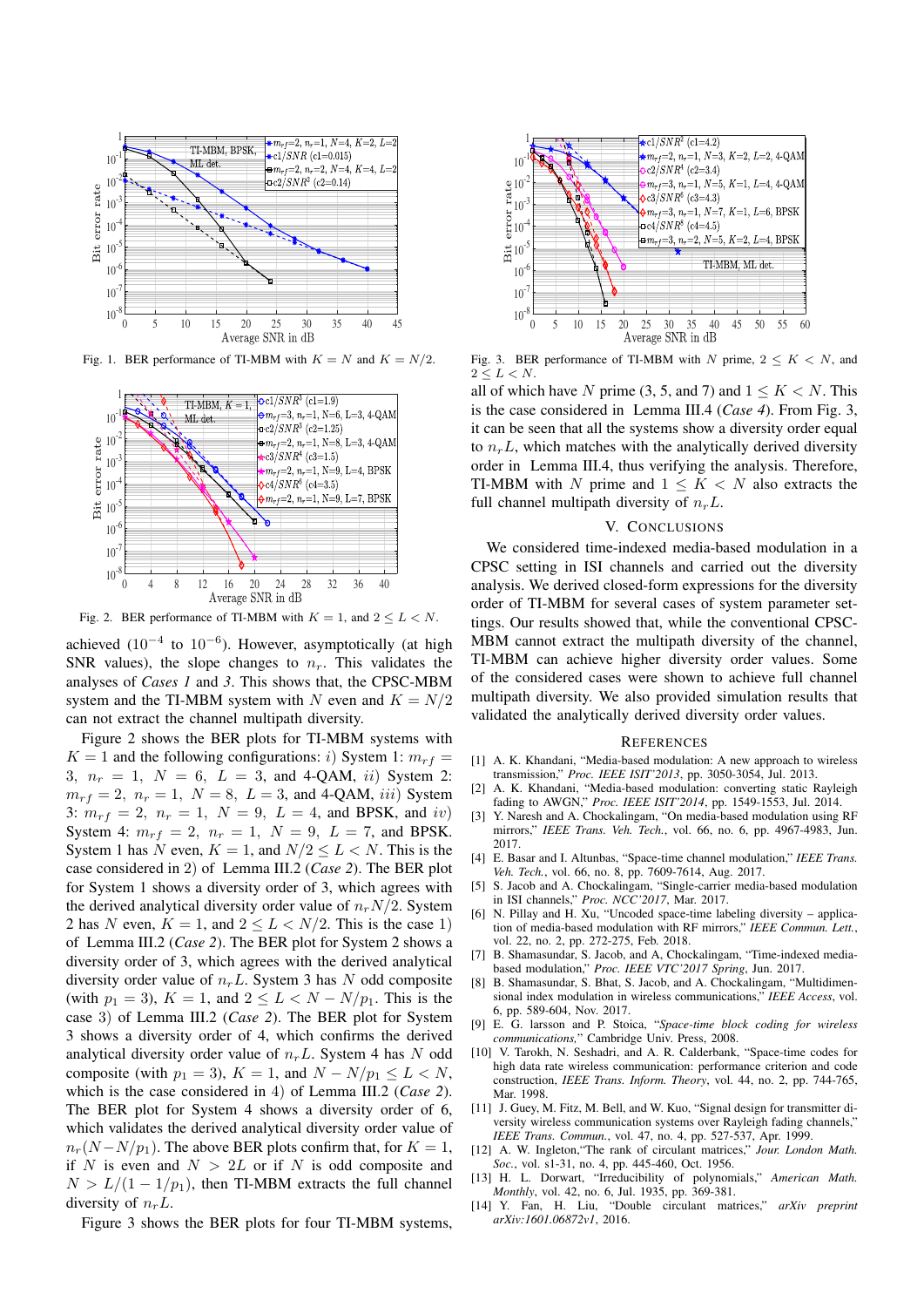TI-MBM, BPSK, ML det.

$m_{rf}$=2, $n_r$=1, $N$=4, $K$=2, $L$=2
c1/SNR (c1=0.015)
$m_{rf}$=2, $n_r$=2, $N$=4, $K$=4, $L$=2
c2/$SNR^2$ (c2=0.14)

Bit error rate

Average SNR in dB

Fig. 1. BER performance of TI-MBM with $K = N$ and $K = N/2$.

TI-MBM, $K = 1$, ML det.

c1/$SNR^3$ (c1=1.9)
$m_{rf}$=3, $n_r$=1, N=6, L=3, 4-QAM
c2/$SNR^3$ (c2=1.25)
$m_{rf}$=2, $n_r$=1, N=8, L=3, 4-QAM
c3/$SNR^4$ (c3=1.5)
$m_{rf}$=2, $n_r$=1, N=9, L=4, BPSK
c4/$SNR^6$ (c4=3.5)
$m_{rf}$=2, $n_r$=1, N=9, L=7, BPSK

Bit error rate

Average SNR in dB

Fig. 2. BER performance of TI-MBM with $K = 1$, and $2 \leq L < N$.

achieved ($10^{-4}$ to $10^{-6}$). However, asymptotically (at high SNR values), the slope changes to $n_r$. This validates the analyses of *Cases 1* and *3*. This shows that, the CPSC-MBM system and the TI-MBM system with $N$ even and $K = N/2$ can not extract the channel multipath diversity.

Figure 2 shows the BER plots for TI-MBM systems with $K = 1$ and the following configurations: $i)$ System 1: $m_{rf} = 3$, $n_r = 1$, $N = 6$, $L = 3$, and 4-QAM, $ii)$ System 2: $m_{rf} = 2$, $n_r = 1$, $N = 8$, $L = 3$, and 4-QAM, $iii)$ System 3: $m_{rf} = 2$, $n_r = 1$, $N = 9$, $L = 4$, and BPSK, and $iv)$ System 4: $m_{rf} = 2$, $n_r = 1$, $N = 9$, $L = 7$, and BPSK. System 1 has $N$ even, $K = 1$, and $N/2 \leq L < N$. This is the case considered in 2) of Lemma III.2 (*Case 2*). The BER plot for System 1 shows a diversity order of 3, which agrees with the derived analytical diversity order value of $n_r N/2$. System 2 has $N$ even, $K = 1$, and $2 \leq L < N/2$. This is the case 1) of Lemma III.2 (*Case 2*). The BER plot for System 2 shows a diversity order of 3, which agrees with the derived analytical diversity order value of $n_r L$. System 3 has $N$ odd composite (with $p_1 = 3$), $K = 1$, and $2 \leq L < N - N/p_1$. This is the case 3) of Lemma III.2 (*Case 2*). The BER plot for System 3 shows a diversity order of 4, which confirms the derived analytical diversity order value of $n_r L$. System 4 has $N$ odd composite (with $p_1 = 3$), $K = 1$, and $N - N/p_1 \leq L < N$, which is the case considered in 4) of Lemma III.2 (*Case 2*). The BER plot for System 4 shows a diversity order of 6, which validates the derived analytical diversity order value of $n_r(N - N/p_1)$. The above BER plots confirm that, for $K = 1$, if $N$ is even and $N > 2L$ or if $N$ is odd composite and $N > L/(1 - 1/p_1)$, then TI-MBM extracts the full channel diversity of $n_r L$.

Figure 3 shows the BER plots for four TI-MBM systems,

c1/$SNR^2$ (c1=4.2)
$m_{rf}$=2, $n_r$=1, N=3, K=2, L=2, 4-QAM
c2/$SNR^4$ (c2=3.4)
$m_{rf}$=3, $n_r$=1, N=5, K=1, L=4, 4-QAM
c3/$SNR^6$ (c3=4.3)
$m_{rf}$=3, $n_r$=1, N=7, K=1, L=6, BPSK
c4/$SNR^8$ (c4=4.5)
$m_{rf}$=3, $n_r$=2, N=5, K=2, L=4, BPSK

TI-MBM, ML det.

Bit error rate

Average SNR in dB

Fig. 3. BER performance of TI-MBM with $N$ prime, $2 \leq K < N$, and $2 \leq L < N$.

all of which have $N$ prime (3, 5, and 7) and $1 \leq K < N$. This is the case considered in Lemma III.4 (*Case 4*). From Fig. 3, it can be seen that all the systems show a diversity order equal to $n_r L$, which matches with the analytically derived diversity order in Lemma III.4, thus verifying the analysis. Therefore, TI-MBM with $N$ prime and $1 \leq K < N$ also extracts the full channel multipath diversity of $n_r L$.

## V. Conclusions

We considered time-indexed media-based modulation in a CPSC setting in ISI channels and carried out the diversity analysis. We derived closed-form expressions for the diversity order of TI-MBM for several cases of system parameter settings. Our results showed that, while the conventional CPSC-MBM cannot extract the multipath diversity of the channel, TI-MBM can achieve higher diversity order values. Some of the considered cases were shown to achieve full channel multipath diversity. We also provided simulation results that validated the analytically derived diversity order values.

## References

[1] A. K. Khandani, "Media-based modulation: A new approach to wireless transmission," *Proc. IEEE ISIT'2013*, pp. 3050-3054, Jul. 2013.

[2] A. K. Khandani, "Media-based modulation: converting static Rayleigh fading to AWGN," *Proc. IEEE ISIT'2014*, pp. 1549-1553, Jul. 2014.

[3] Y. Naresh and A. Chockalingam, "On media-based modulation using RF mirrors," *IEEE Trans. Veh. Tech.*, vol. 66, no. 6, pp. 4967-4983, Jun. 2017.

[4] E. Basar and I. Altunbas, "Space-time channel modulation," *IEEE Trans. Veh. Tech.*, vol. 66, no. 8, pp. 7609-7614, Aug. 2017.

[5] S. Jacob and A. Chockalingam, "Single-carrier media-based modulation in ISI channels," *Proc. NCC'2017*, Mar. 2017.

[6] N. Pillay and H. Xu, "Uncoded space-time labeling diversity – application of media-based modulation with RF mirrors," *IEEE Commun. Lett.*, vol. 22, no. 2, pp. 272-275, Feb. 2018.

[7] B. Shamasundar, S. Jacob, and A, Chockalingam, "Time-indexed media-based modulation," *Proc. IEEE VTC'2017 Spring*, Jun. 2017.

[8] B. Shamasundar, S. Bhat, S. Jacob, and A. Chockalingam, "Multidimensional index modulation in wireless communications," *IEEE Access*, vol. 6, pp. 589-604, Nov. 2017.

[9] E. G. larsson and P. Stoica, "*Space-time block coding for wireless communications,*" Cambridge Univ. Press, 2008.

[10] V. Tarokh, N. Seshadri, and A. R. Calderbank, "Space-time codes for high data rate wireless communication: performance criterion and code construction, *IEEE Trans. Inform. Theory*, vol. 44, no. 2, pp. 744-765, Mar. 1998.

[11] J. Guey, M. Fitz, M. Bell, and W. Kuo, "Signal design for transmitter diversity wireless communication systems over Rayleigh fading channels," *IEEE Trans. Commun.*, vol. 47, no. 4, pp. 527-537, Apr. 1999.

[12] A. W. Ingleton,"The rank of circulant matrices," *Jour. London Math. Soc.*, vol. s1-31, no. 4, pp. 445-460, Oct. 1956.

[13] H. L. Dorwart, "Irreducibility of polynomials," *American Math. Monthly*, vol. 42, no. 6, Jul. 1935, pp. 369-381.

[14] Y. Fan, H. Liu, "Double circulant matrices," *arXiv preprint arXiv:1601.06872v1*, 2016.